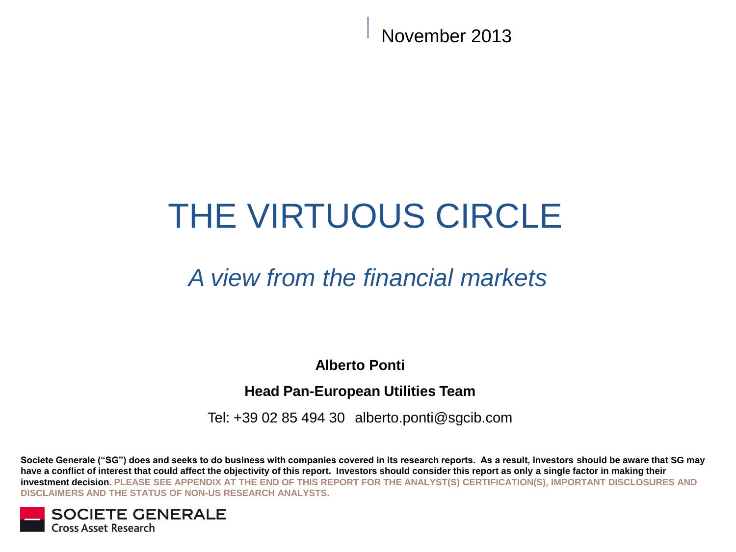November 2013

# THE VIRTUOUS CIRCLE

## *A view from the financial markets*

**Alberto Ponti**

**Head Pan-European Utilities Team**

Tel: +39 02 85 494 30 alberto.ponti@sgcib.com

**Societe Generale ("SG") does and seeks to do business with companies covered in its research reports. As a result, investors should be aware that SG may have a conflict of interest that could affect the objectivity of this report. Investors should consider this report as only a single factor in making their investment decision. PLEASE SEE APPENDIX AT THE END OF THIS REPORT FOR THE ANALYST(S) CERTIFICATION(S), IMPORTANT DISCLOSURES AND DISCLAIMERS AND THE STATUS OF NON-US RESEARCH ANALYSTS.**

SOCIETE GENERALE
Cross Asset Research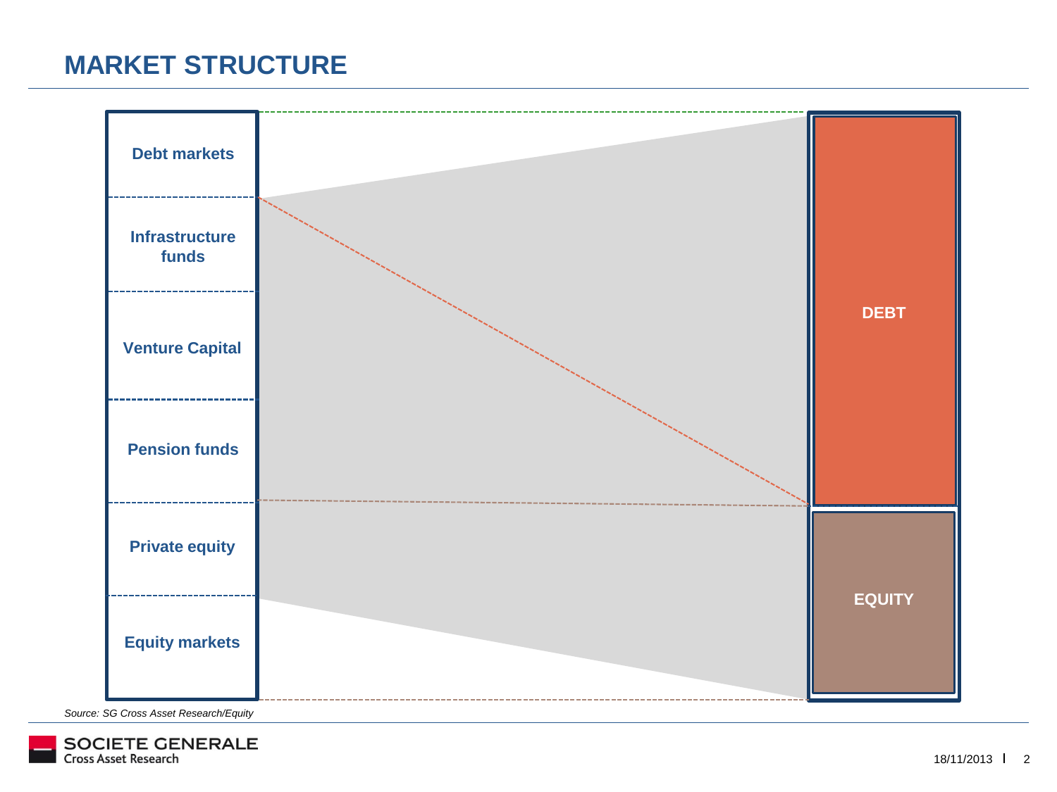# MARKET STRUCTURE

Debt markets

Infrastructure funds

Venture Capital

Pension funds

Private equity

Equity markets

DEBT

EQUITY

*Source: SG Cross Asset Research/Equity*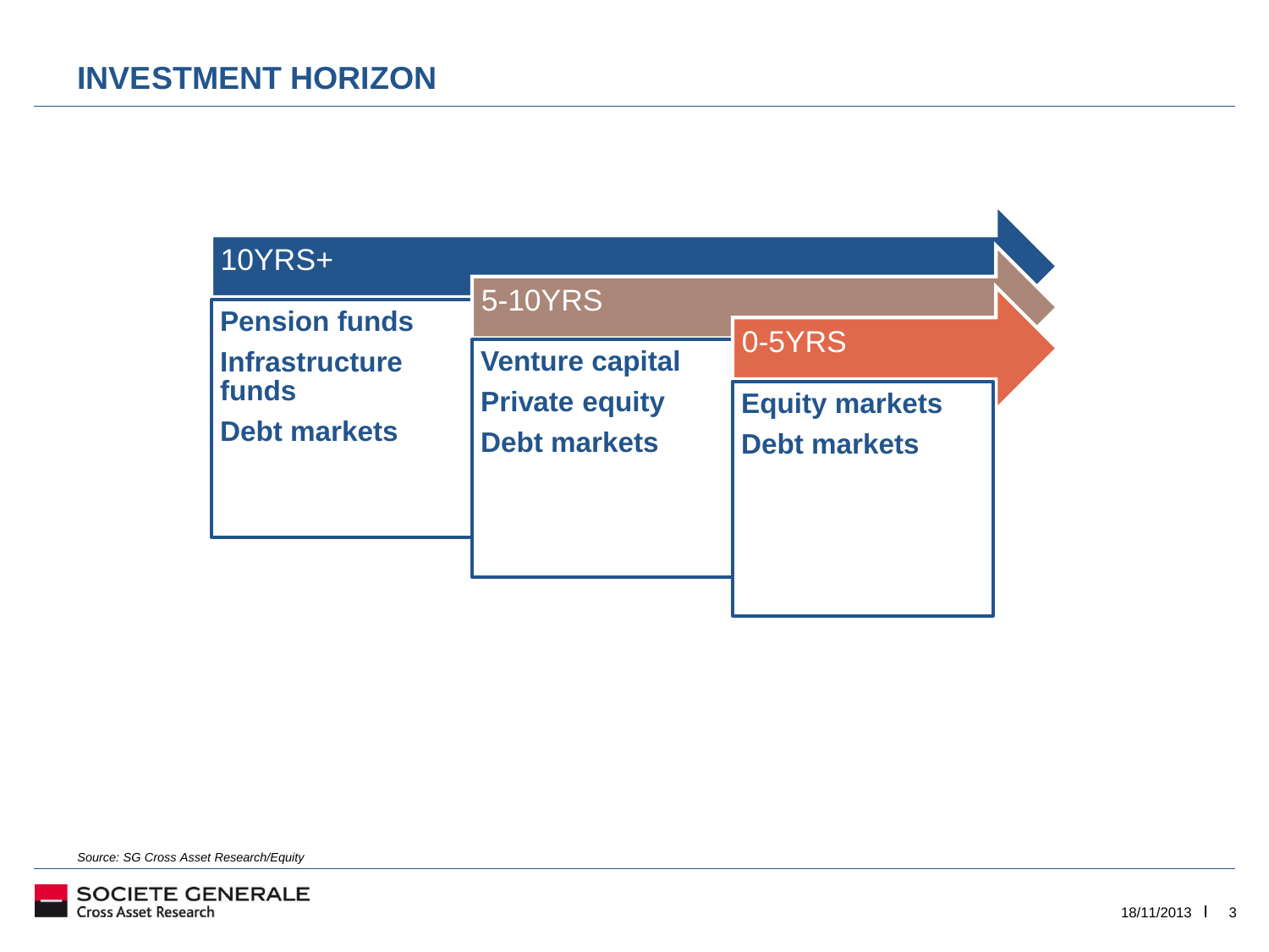## INVESTMENT HORIZON

**10YRS+**

- **Pension funds**
- **Infrastructure funds**
- **Debt markets**

**5-10YRS**

- **Venture capital**
- **Private equity**
- **Debt markets**

**0-5YRS**

- **Equity markets**
- **Debt markets**

*Source: SG Cross Asset Research/Equity*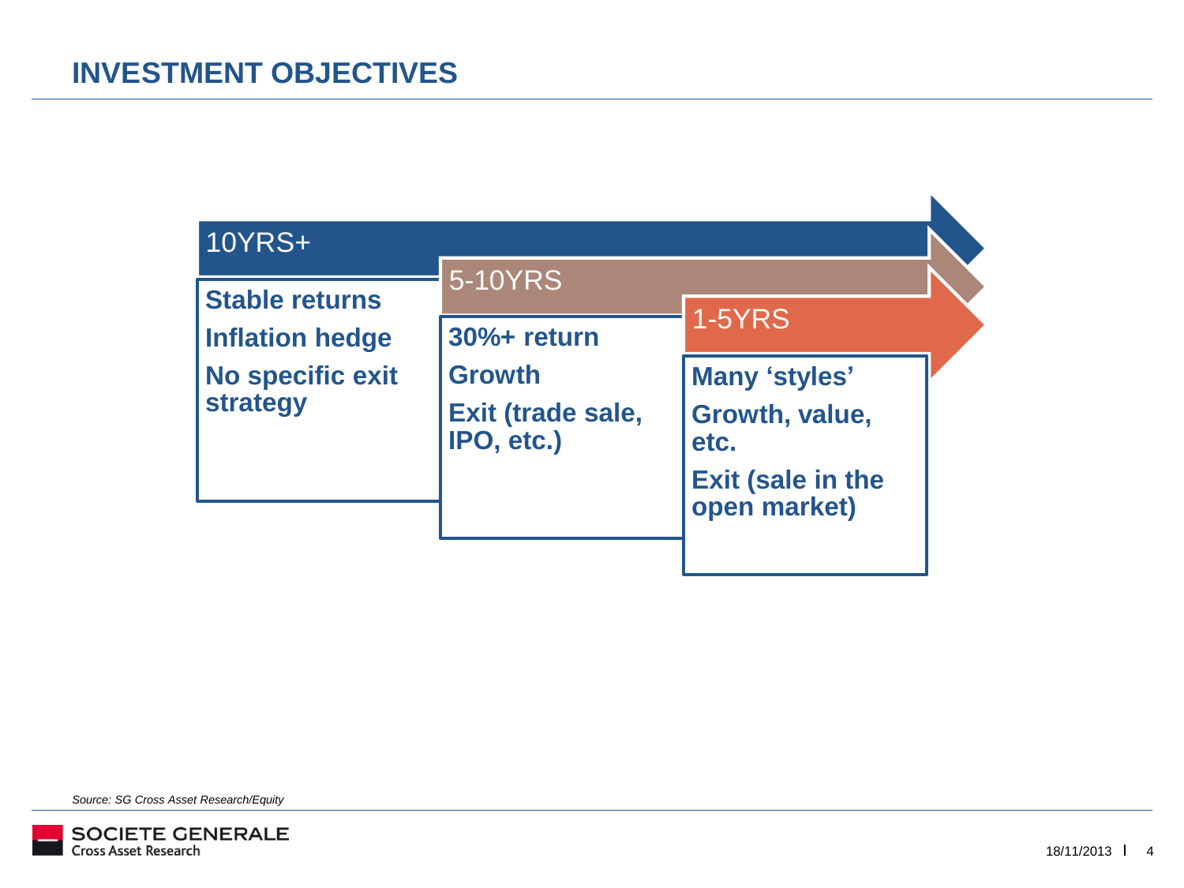## INVESTMENT OBJECTIVES

**10YRS+**

- **Stable returns**
- **Inflation hedge**
- **No specific exit strategy**

**5-10YRS**

- **30%+ return**
- **Growth**
- **Exit (trade sale, IPO, etc.)**

**1-5YRS**

- **Many 'styles'**
- **Growth, value, etc.**
- **Exit (sale in the open market)**

*Source: SG Cross Asset Research/Equity*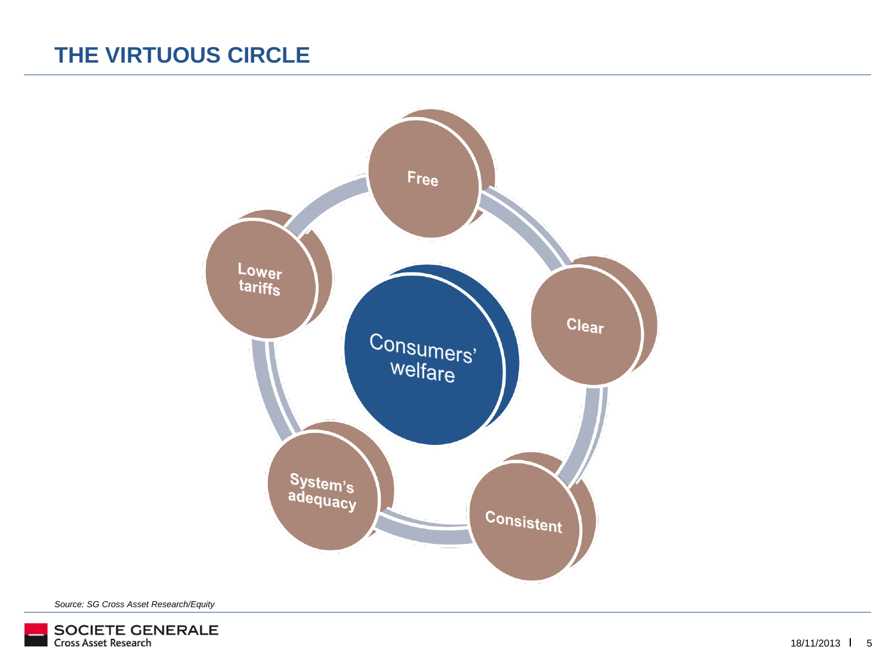# THE VIRTUOUS CIRCLE

Consumers' welfare

Free

Clear

Consistent

System's adequacy

Lower tariffs

*Source: SG Cross Asset Research/Equity*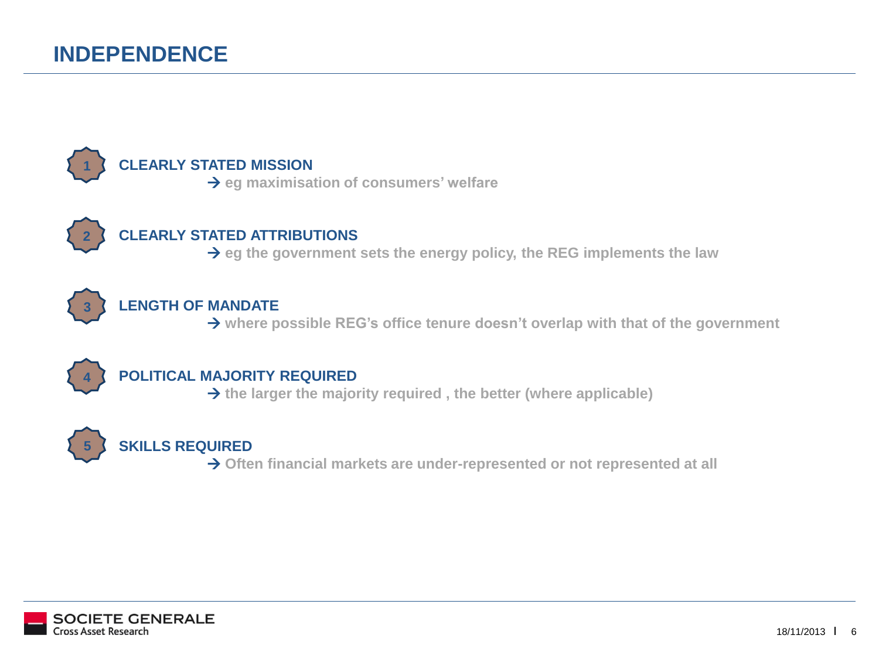# INDEPENDENCE

1. **CLEARLY STATED MISSION**
   → eg maximisation of consumers' welfare

2. **CLEARLY STATED ATTRIBUTIONS**
   → eg the government sets the energy policy, the REG implements the law

3. **LENGTH OF MANDATE**
   → where possible REG's office tenure doesn't overlap with that of the government

4. **POLITICAL MAJORITY REQUIRED**
   → the larger the majority required , the better (where applicable)

5. **SKILLS REQUIRED**
   → Often financial markets are under-represented or not represented at all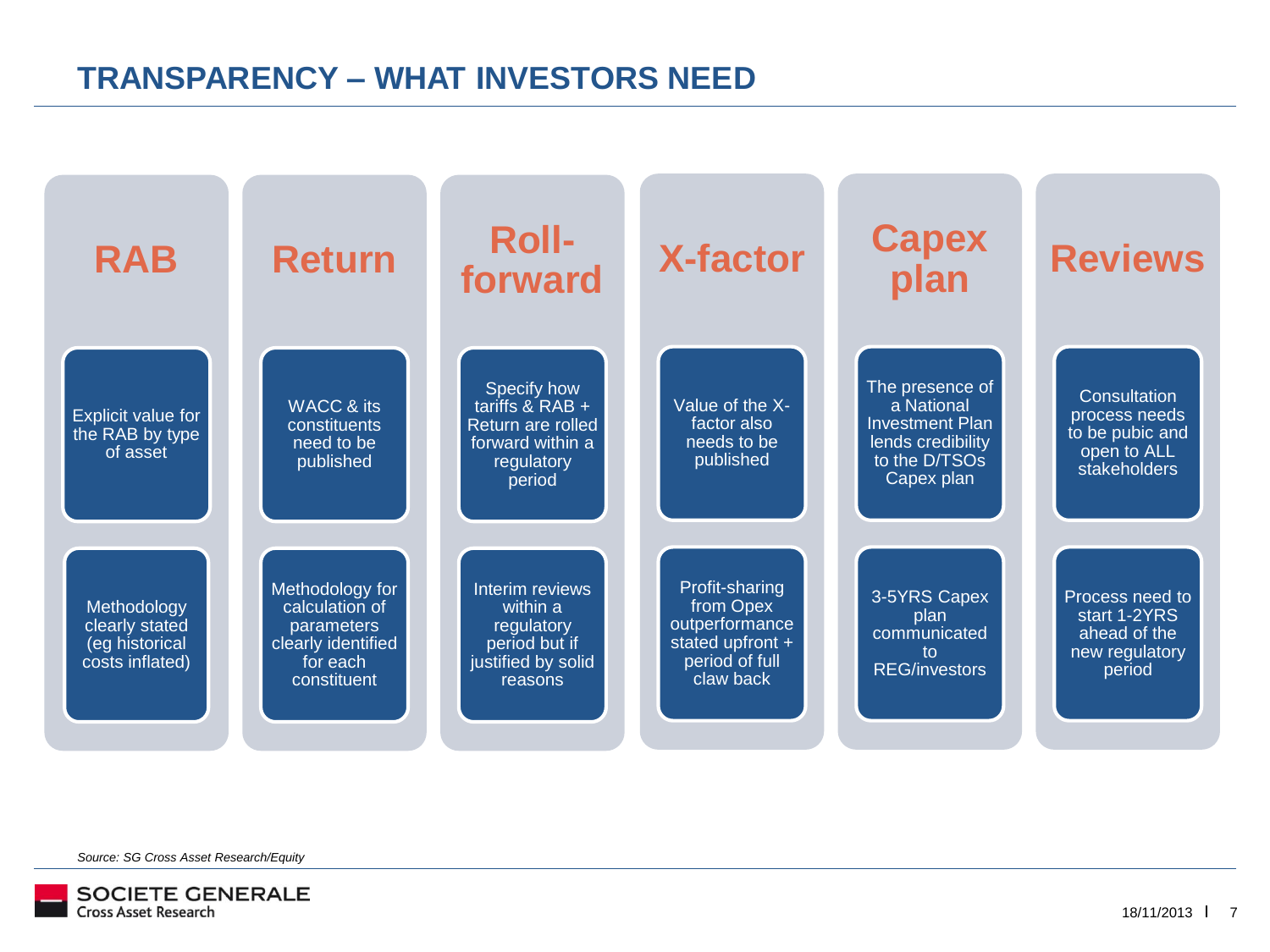## TRANSPARENCY – WHAT INVESTORS NEED

| RAB | Return | Roll-forward | X-factor | Capex plan | Reviews |
| --- | --- | --- | --- | --- | --- |
| Explicit value for the RAB by type of asset | WACC & its constituents need to be published | Specify how tariffs & RAB + Return are rolled forward within a regulatory period | Value of the X-factor also needs to be published | The presence of a National Investment Plan lends credibility to the D/TSOs Capex plan | Consultation process needs to be pubic and open to ALL stakeholders |
| Methodology clearly stated (eg historical costs inflated) | Methodology for calculation of parameters clearly identified for each constituent | Interim reviews within a regulatory period but if justified by solid reasons | Profit-sharing from Opex outperformance stated upfront + period of full claw back | 3-5YRS Capex plan communicated to REG/investors | Process need to start 1-2YRS ahead of the new regulatory period |

*Source: SG Cross Asset Research/Equity*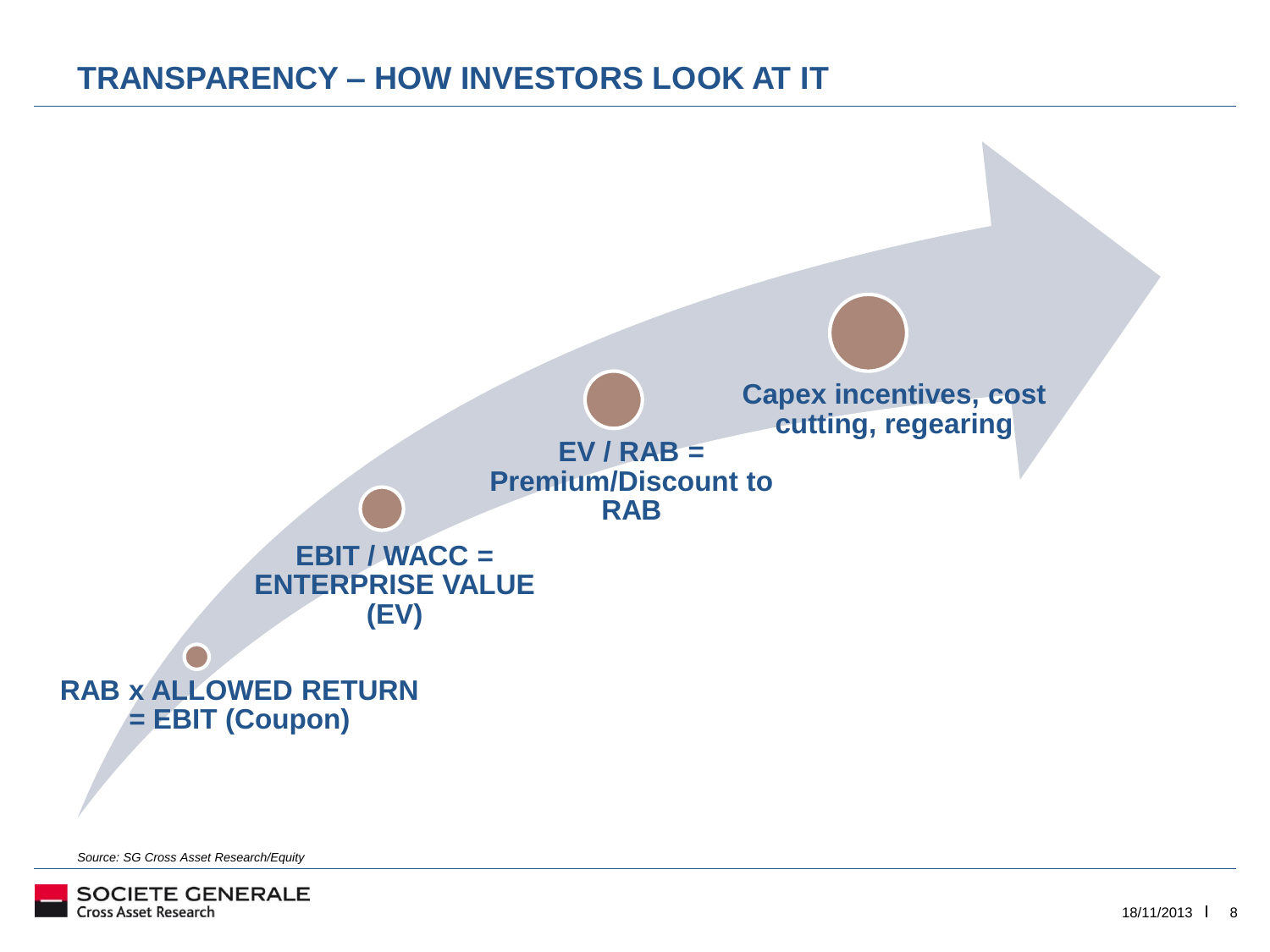# TRANSPARENCY – HOW INVESTORS LOOK AT IT

**RAB x ALLOWED RETURN = EBIT (Coupon)**

**EBIT / WACC = ENTERPRISE VALUE (EV)**

**EV / RAB = Premium/Discount to RAB**

**Capex incentives, cost cutting, regearing**

*Source: SG Cross Asset Research/Equity*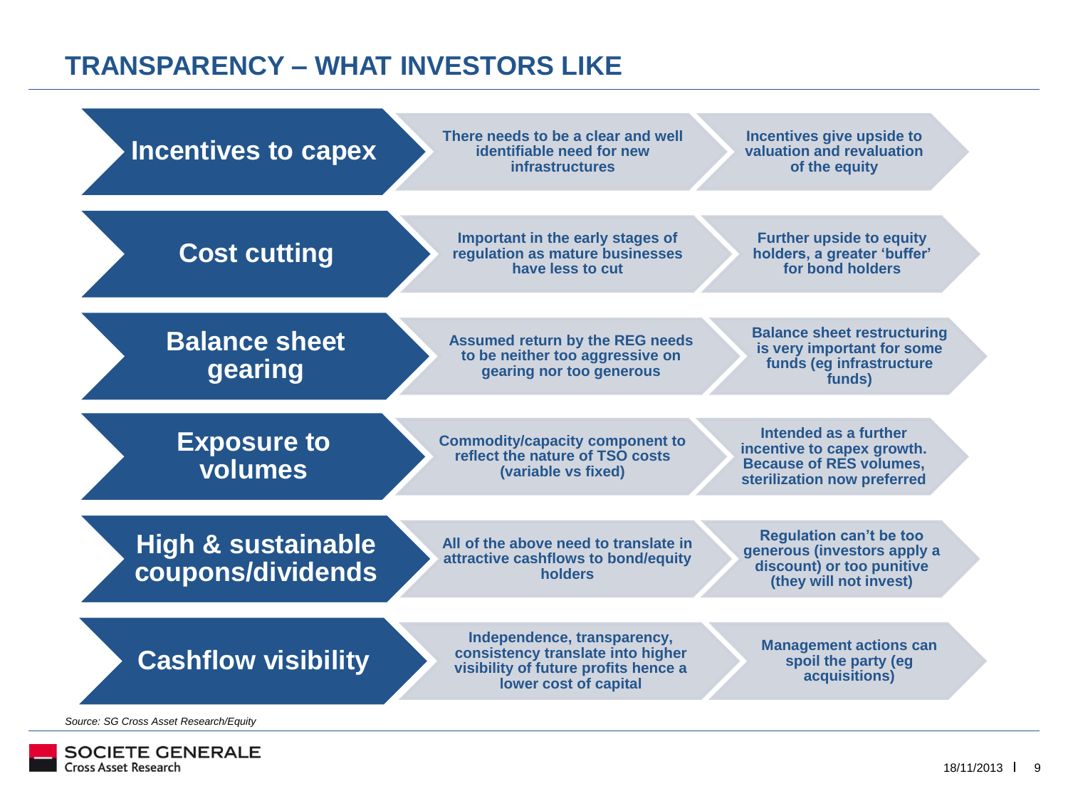## TRANSPARENCY – WHAT INVESTORS LIKE

| | | |
|---|---|---|
| **Incentives to capex** | There needs to be a clear and well identifiable need for new infrastructures | Incentives give upside to valuation and revaluation of the equity |
| **Cost cutting** | Important in the early stages of regulation as mature businesses have less to cut | Further upside to equity holders, a greater 'buffer' for bond holders |
| **Balance sheet gearing** | Assumed return by the REG needs to be neither too aggressive on gearing nor too generous | Balance sheet restructuring is very important for some funds (eg infrastructure funds) |
| **Exposure to volumes** | Commodity/capacity component to reflect the nature of TSO costs (variable vs fixed) | Intended as a further incentive to capex growth. Because of RES volumes, sterilization now preferred |
| **High & sustainable coupons/dividends** | All of the above need to translate in attractive cashflows to bond/equity holders | Regulation can't be too generous (investors apply a discount) or too punitive (they will not invest) |
| **Cashflow visibility** | Independence, transparency, consistency translate into higher visibility of future profits hence a lower cost of capital | Management actions can spoil the party (eg acquisitions) |

*Source: SG Cross Asset Research/Equity*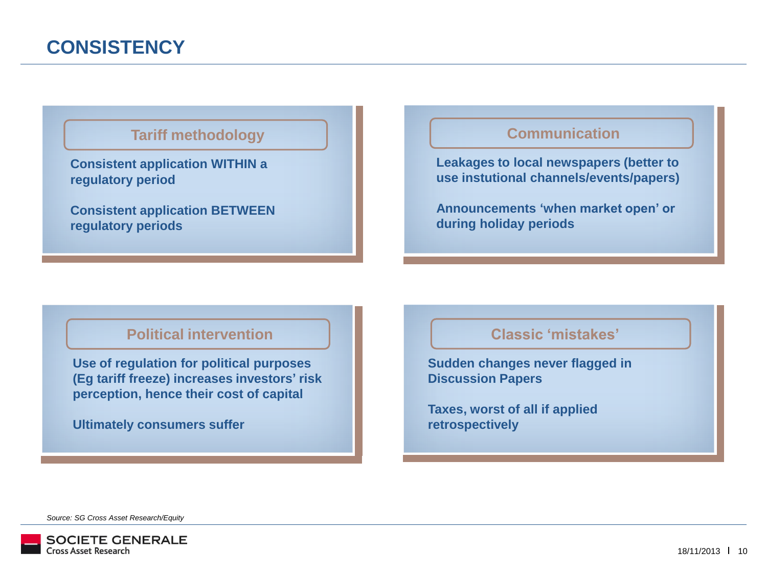# CONSISTENCY

### Tariff methodology

Consistent application WITHIN a regulatory period

Consistent application BETWEEN regulatory periods

### Communication

Leakages to local newspapers (better to use instutional channels/events/papers)

Announcements 'when market open' or during holiday periods

### Political intervention

Use of regulation for political purposes (Eg tariff freeze) increases investors' risk perception, hence their cost of capital

Ultimately consumers suffer

### Classic 'mistakes'

Sudden changes never flagged in Discussion Papers

Taxes, worst of all if applied retrospectively

*Source: SG Cross Asset Research/Equity*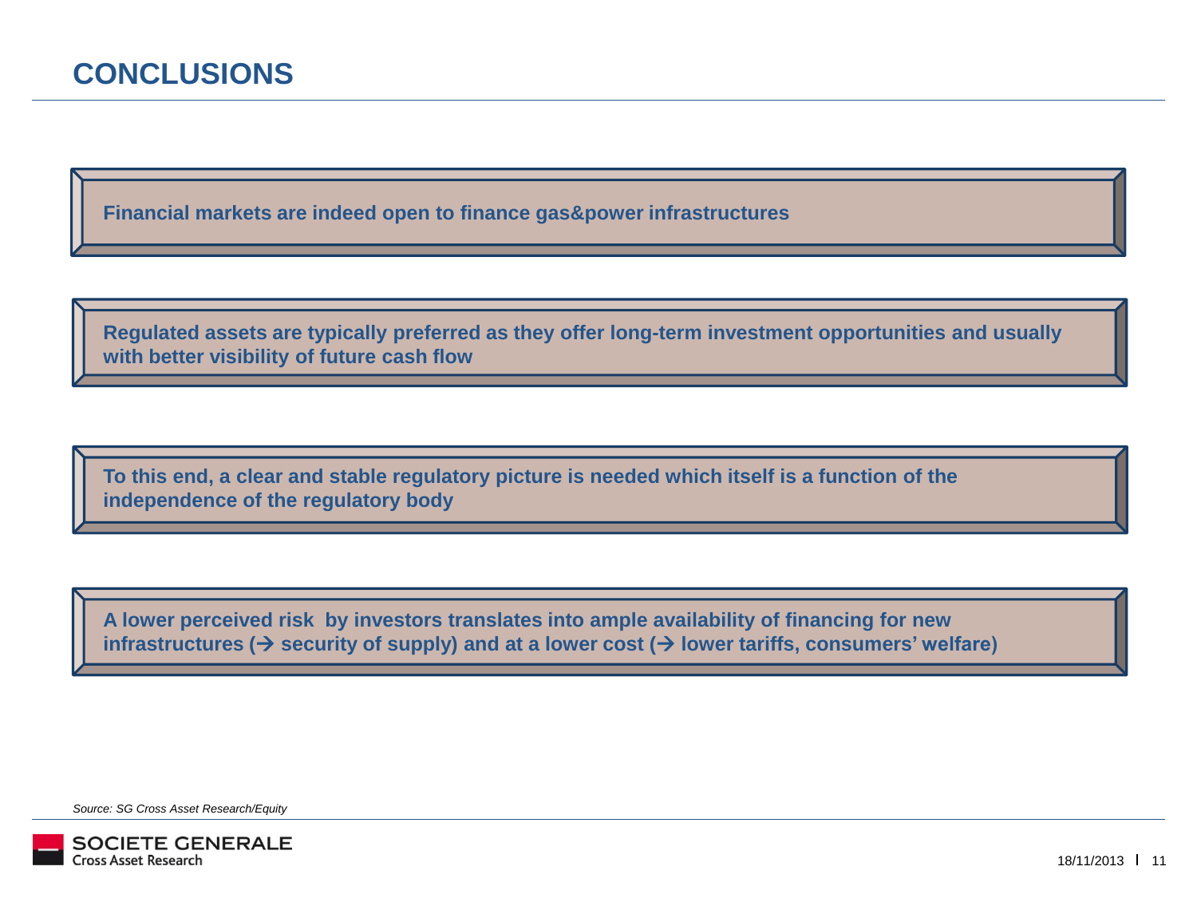# CONCLUSIONS

**Financial markets are indeed open to finance gas&power infrastructures**

**Regulated assets are typically preferred as they offer long-term investment opportunities and usually with better visibility of future cash flow**

**To this end, a clear and stable regulatory picture is needed which itself is a function of the independence of the regulatory body**

**A lower perceived risk by investors translates into ample availability of financing for new infrastructures (→ security of supply) and at a lower cost (→ lower tariffs, consumers' welfare)**

*Source: SG Cross Asset Research/Equity*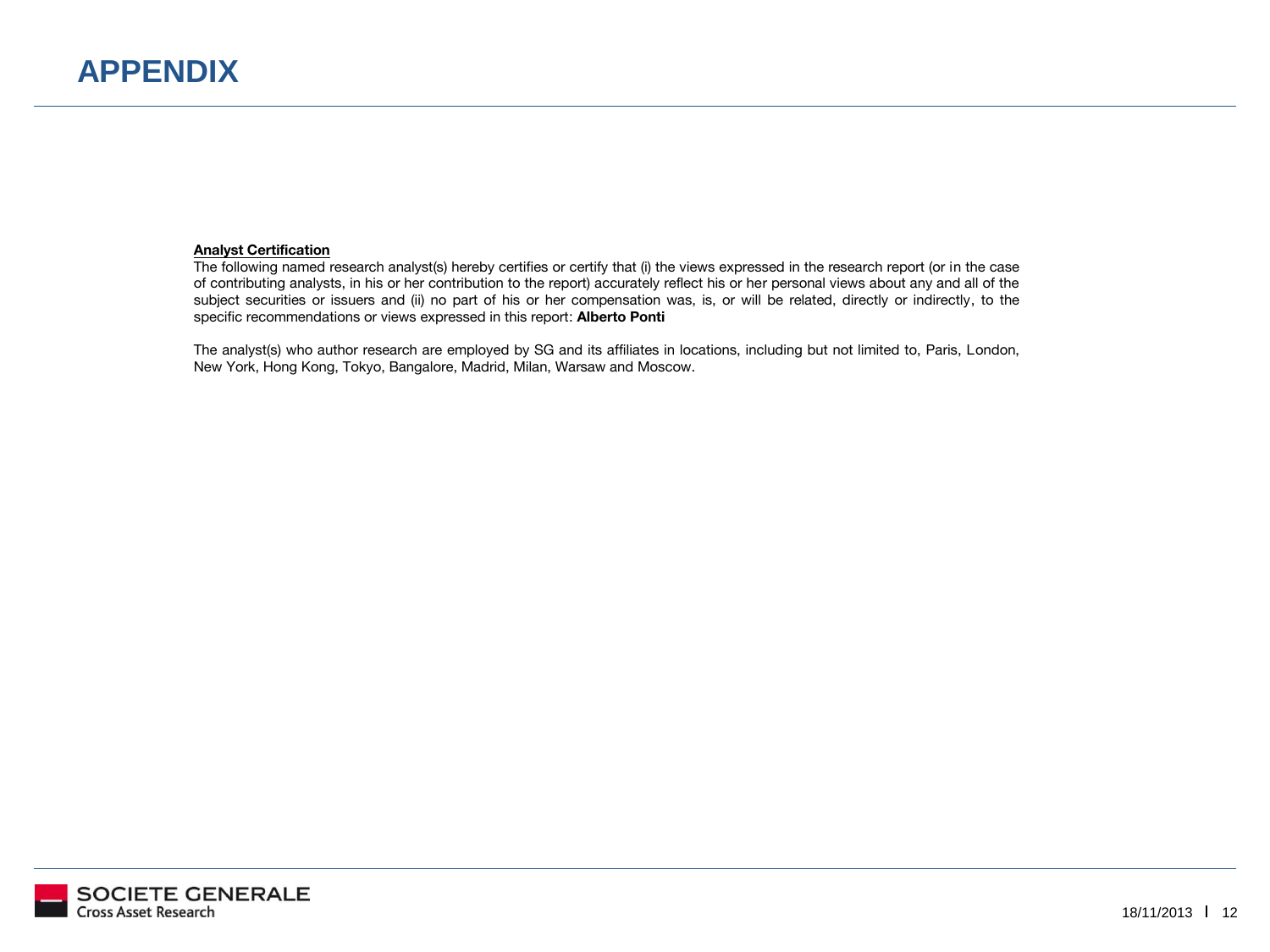# APPENDIX

**Analyst Certification**

The following named research analyst(s) hereby certifies or certify that (i) the views expressed in the research report (or in the case of contributing analysts, in his or her contribution to the report) accurately reflect his or her personal views about any and all of the subject securities or issuers and (ii) no part of his or her compensation was, is, or will be related, directly or indirectly, to the specific recommendations or views expressed in this report: **Alberto Ponti**

The analyst(s) who author research are employed by SG and its affiliates in locations, including but not limited to, Paris, London, New York, Hong Kong, Tokyo, Bangalore, Madrid, Milan, Warsaw and Moscow.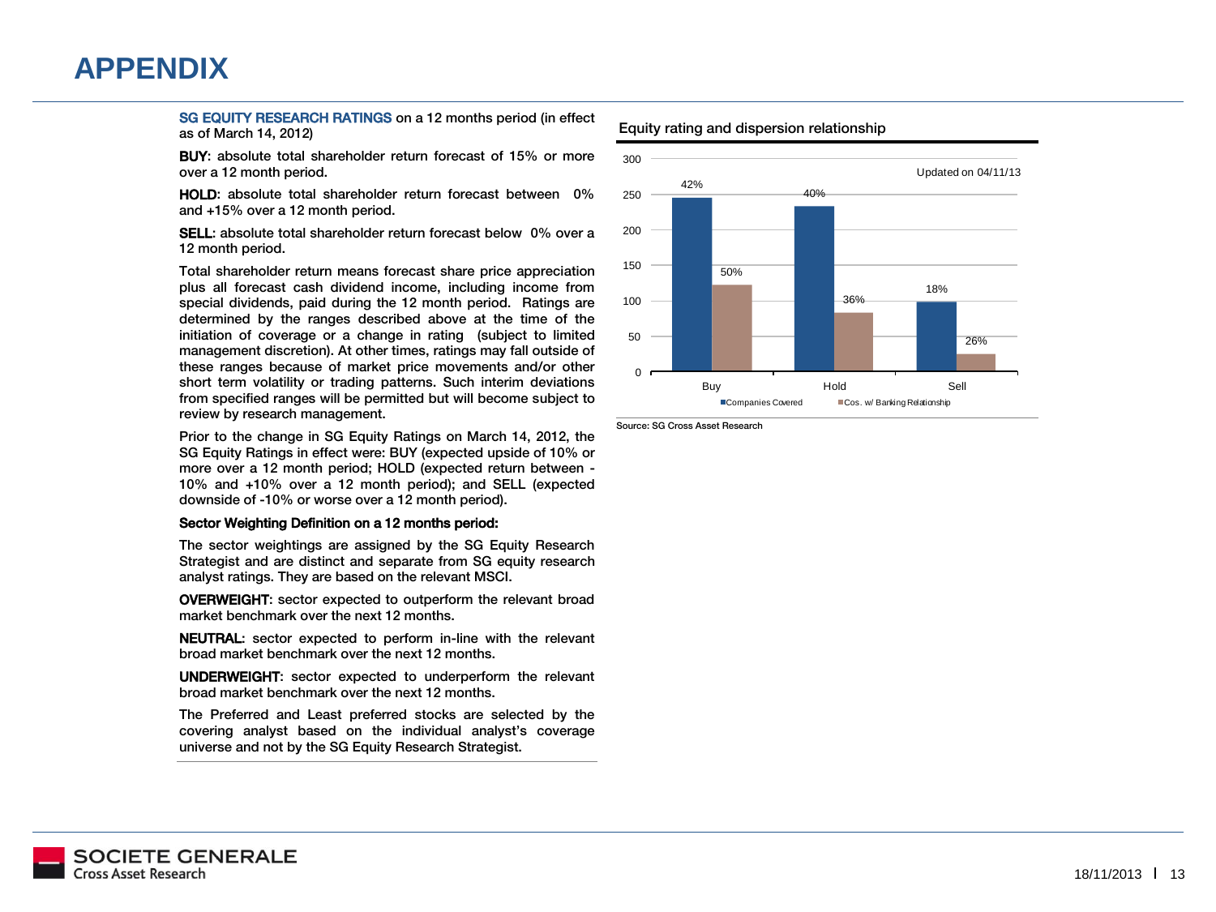# APPENDIX

**SG EQUITY RESEARCH RATINGS** on a 12 months period (in effect as of March 14, 2012)

**BUY**: absolute total shareholder return forecast of 15% or more over a 12 month period.

**HOLD**: absolute total shareholder return forecast between 0% and +15% over a 12 month period.

**SELL**: absolute total shareholder return forecast below 0% over a 12 month period.

Total shareholder return means forecast share price appreciation plus all forecast cash dividend income, including income from special dividends, paid during the 12 month period. Ratings are determined by the ranges described above at the time of the initiation of coverage or a change in rating (subject to limited management discretion). At other times, ratings may fall outside of these ranges because of market price movements and/or other short term volatility or trading patterns. Such interim deviations from specified ranges will be permitted but will become subject to review by research management.

Prior to the change in SG Equity Ratings on March 14, 2012, the SG Equity Ratings in effect were: BUY (expected upside of 10% or more over a 12 month period; HOLD (expected return between -10% and +10% over a 12 month period); and SELL (expected downside of -10% or worse over a 12 month period).

**Sector Weighting Definition on a 12 months period:**

The sector weightings are assigned by the SG Equity Research Strategist and are distinct and separate from SG equity research analyst ratings. They are based on the relevant MSCI.

**OVERWEIGHT**: sector expected to outperform the relevant broad market benchmark over the next 12 months.

**NEUTRAL**: sector expected to perform in-line with the relevant broad market benchmark over the next 12 months.

**UNDERWEIGHT**: sector expected to underperform the relevant broad market benchmark over the next 12 months.

The Preferred and Least preferred stocks are selected by the covering analyst based on the individual analyst's coverage universe and not by the SG Equity Research Strategist.

**Equity rating and dispersion relationship**

Updated on 04/11/13

| | Companies Covered | Cos. w/ Banking Relationship |
|---|---|---|
| Buy | 42% | 50% |
| Hold | 40% | 36% |
| Sell | 18% | 26% |

Source: SG Cross Asset Research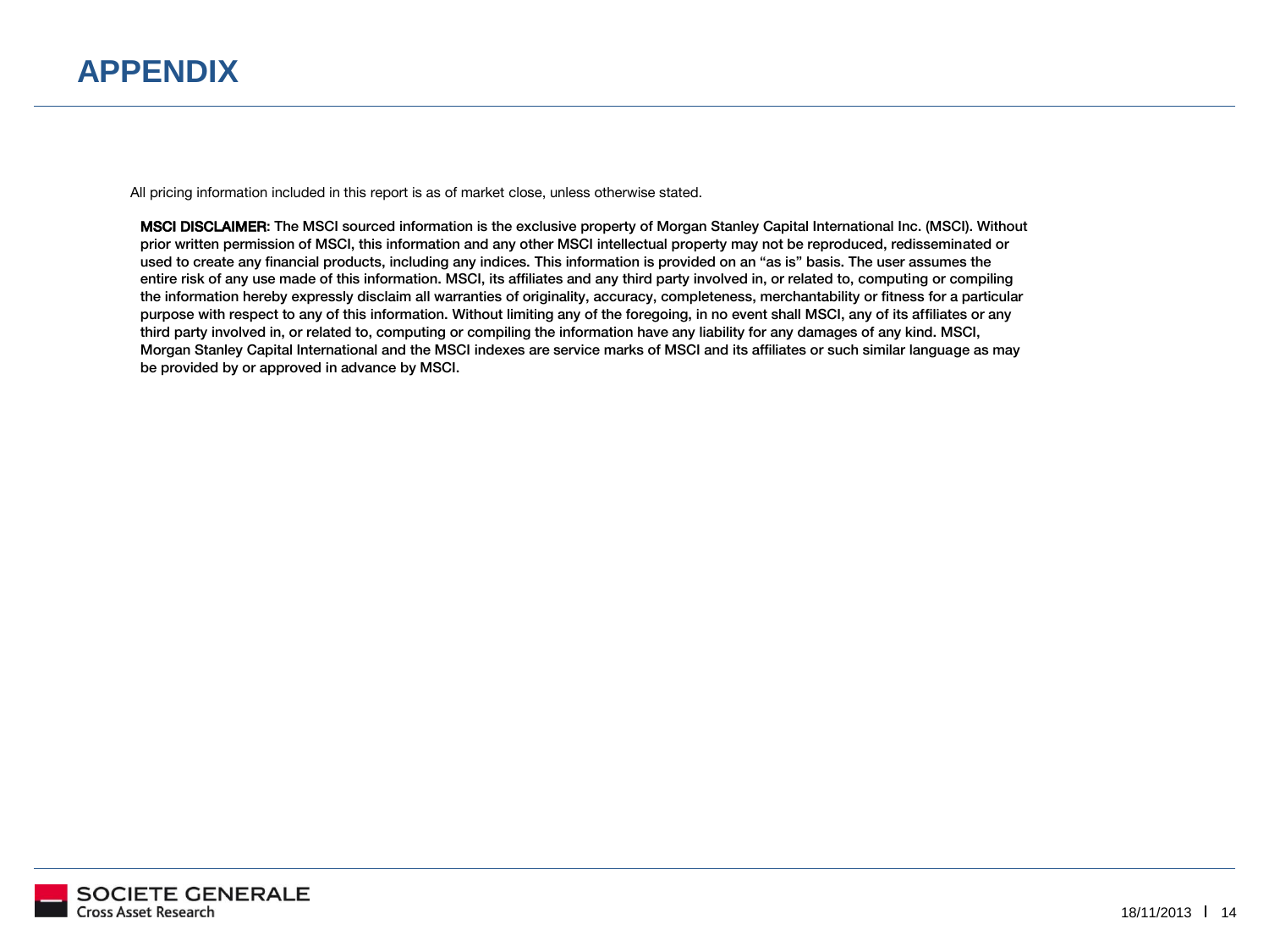# APPENDIX

All pricing information included in this report is as of market close, unless otherwise stated.

**MSCI DISCLAIMER**: The MSCI sourced information is the exclusive property of Morgan Stanley Capital International Inc. (MSCI). Without prior written permission of MSCI, this information and any other MSCI intellectual property may not be reproduced, redisseminated or used to create any financial products, including any indices. This information is provided on an "as is" basis. The user assumes the entire risk of any use made of this information. MSCI, its affiliates and any third party involved in, or related to, computing or compiling the information hereby expressly disclaim all warranties of originality, accuracy, completeness, merchantability or fitness for a particular purpose with respect to any of this information. Without limiting any of the foregoing, in no event shall MSCI, any of its affiliates or any third party involved in, or related to, computing or compiling the information have any liability for any damages of any kind. MSCI, Morgan Stanley Capital International and the MSCI indexes are service marks of MSCI and its affiliates or such similar language as may be provided by or approved in advance by MSCI.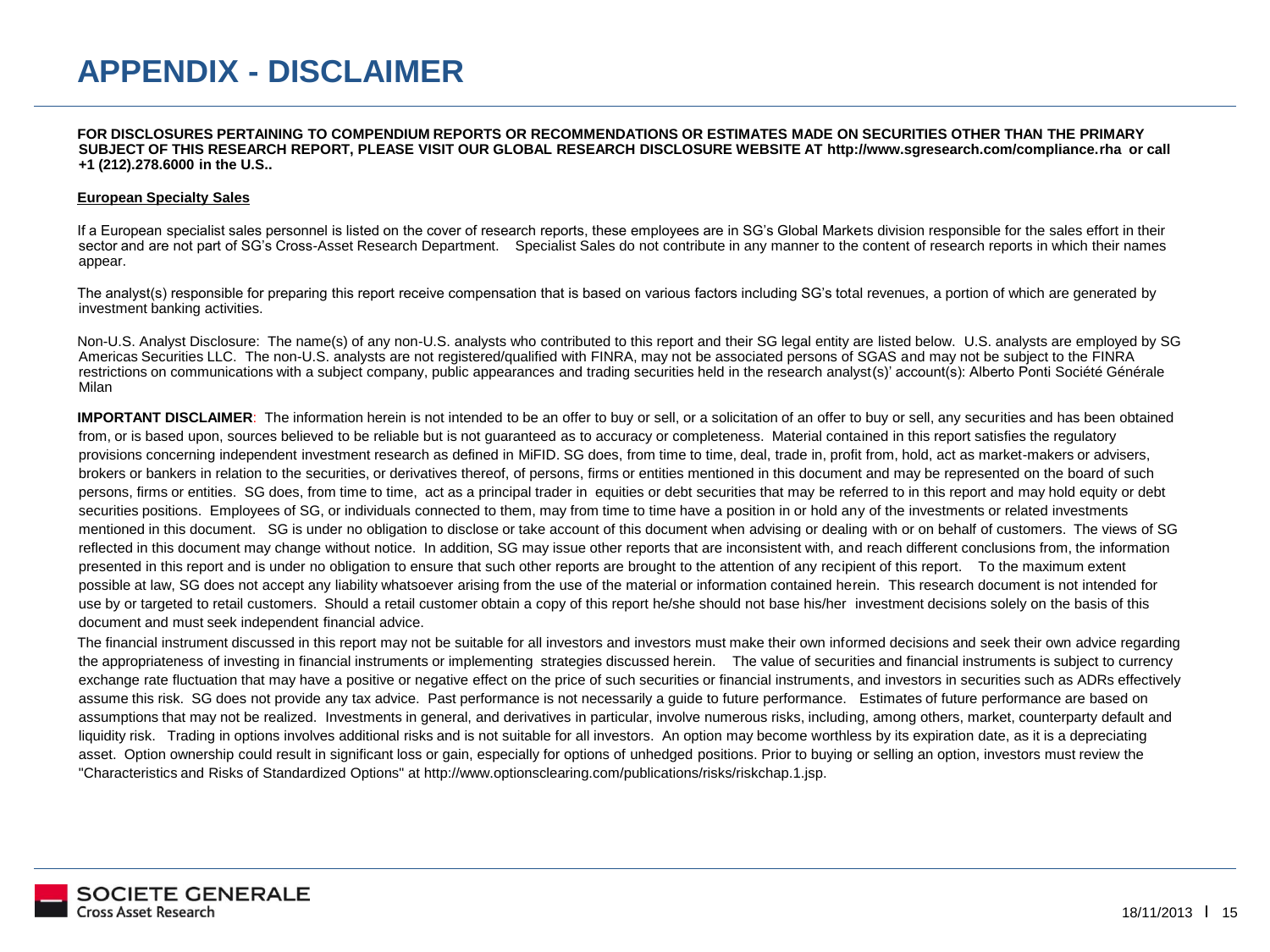# APPENDIX - DISCLAIMER

**FOR DISCLOSURES PERTAINING TO COMPENDIUM REPORTS OR RECOMMENDATIONS OR ESTIMATES MADE ON SECURITIES OTHER THAN THE PRIMARY SUBJECT OF THIS RESEARCH REPORT, PLEASE VISIT OUR GLOBAL RESEARCH DISCLOSURE WEBSITE AT http://www.sgresearch.com/compliance.rha or call +1 (212).278.6000 in the U.S..**

**European Specialty Sales**

If a European specialist sales personnel is listed on the cover of research reports, these employees are in SG's Global Markets division responsible for the sales effort in their sector and are not part of SG's Cross-Asset Research Department. Specialist Sales do not contribute in any manner to the content of research reports in which their names appear.

The analyst(s) responsible for preparing this report receive compensation that is based on various factors including SG's total revenues, a portion of which are generated by investment banking activities.

Non-U.S. Analyst Disclosure: The name(s) of any non-U.S. analysts who contributed to this report and their SG legal entity are listed below. U.S. analysts are employed by SG Americas Securities LLC. The non-U.S. analysts are not registered/qualified with FINRA, may not be associated persons of SGAS and may not be subject to the FINRA restrictions on communications with a subject company, public appearances and trading securities held in the research analyst(s)' account(s): Alberto Ponti Société Générale Milan

**IMPORTANT DISCLAIMER**: The information herein is not intended to be an offer to buy or sell, or a solicitation of an offer to buy or sell, any securities and has been obtained from, or is based upon, sources believed to be reliable but is not guaranteed as to accuracy or completeness. Material contained in this report satisfies the regulatory provisions concerning independent investment research as defined in MiFID. SG does, from time to time, deal, trade in, profit from, hold, act as market-makers or advisers, brokers or bankers in relation to the securities, or derivatives thereof, of persons, firms or entities mentioned in this document and may be represented on the board of such persons, firms or entities. SG does, from time to time, act as a principal trader in equities or debt securities that may be referred to in this report and may hold equity or debt securities positions. Employees of SG, or individuals connected to them, may from time to time have a position in or hold any of the investments or related investments mentioned in this document. SG is under no obligation to disclose or take account of this document when advising or dealing with or on behalf of customers. The views of SG reflected in this document may change without notice. In addition, SG may issue other reports that are inconsistent with, and reach different conclusions from, the information presented in this report and is under no obligation to ensure that such other reports are brought to the attention of any recipient of this report. To the maximum extent possible at law, SG does not accept any liability whatsoever arising from the use of the material or information contained herein. This research document is not intended for use by or targeted to retail customers. Should a retail customer obtain a copy of this report he/she should not base his/her investment decisions solely on the basis of this document and must seek independent financial advice.

The financial instrument discussed in this report may not be suitable for all investors and investors must make their own informed decisions and seek their own advice regarding the appropriateness of investing in financial instruments or implementing strategies discussed herein. The value of securities and financial instruments is subject to currency exchange rate fluctuation that may have a positive or negative effect on the price of such securities or financial instruments, and investors in securities such as ADRs effectively assume this risk. SG does not provide any tax advice. Past performance is not necessarily a guide to future performance. Estimates of future performance are based on assumptions that may not be realized. Investments in general, and derivatives in particular, involve numerous risks, including, among others, market, counterparty default and liquidity risk. Trading in options involves additional risks and is not suitable for all investors. An option may become worthless by its expiration date, as it is a depreciating asset. Option ownership could result in significant loss or gain, especially for options of unhedged positions. Prior to buying or selling an option, investors must review the "Characteristics and Risks of Standardized Options" at http://www.optionsclearing.com/publications/risks/riskchap.1.jsp.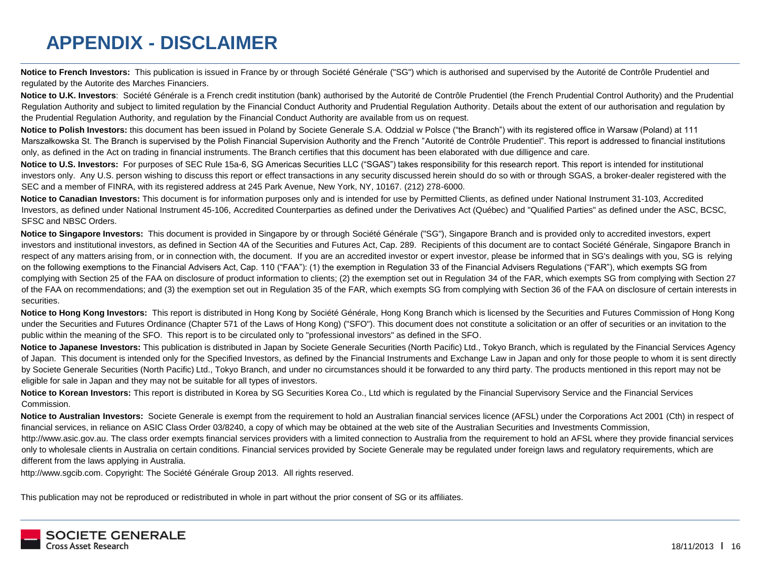# APPENDIX - DISCLAIMER

**Notice to French Investors:** This publication is issued in France by or through Société Générale ("SG") which is authorised and supervised by the Autorité de Contrôle Prudentiel and regulated by the Autorite des Marches Financiers.

**Notice to U.K. Investors**: Société Générale is a French credit institution (bank) authorised by the Autorité de Contrôle Prudentiel (the French Prudential Control Authority) and the Prudential Regulation Authority and subject to limited regulation by the Financial Conduct Authority and Prudential Regulation Authority. Details about the extent of our authorisation and regulation by the Prudential Regulation Authority, and regulation by the Financial Conduct Authority are available from us on request.

**Notice to Polish Investors:** this document has been issued in Poland by Societe Generale S.A. Oddzial w Polsce ("the Branch") with its registered office in Warsaw (Poland) at 111 Marszałkowska St. The Branch is supervised by the Polish Financial Supervision Authority and the French "Autorité de Contrôle Prudentiel". This report is addressed to financial institutions only, as defined in the Act on trading in financial instruments. The Branch certifies that this document has been elaborated with due dilligence and care.

**Notice to U.S. Investors:** For purposes of SEC Rule 15a-6, SG Americas Securities LLC ("SGAS") takes responsibility for this research report. This report is intended for institutional investors only. Any U.S. person wishing to discuss this report or effect transactions in any security discussed herein should do so with or through SGAS, a broker-dealer registered with the SEC and a member of FINRA, with its registered address at 245 Park Avenue, New York, NY, 10167. (212) 278-6000.

**Notice to Canadian Investors:** This document is for information purposes only and is intended for use by Permitted Clients, as defined under National Instrument 31-103, Accredited Investors, as defined under National Instrument 45-106, Accredited Counterparties as defined under the Derivatives Act (Québec) and "Qualified Parties" as defined under the ASC, BCSC, SFSC and NBSC Orders.

**Notice to Singapore Investors:** This document is provided in Singapore by or through Société Générale ("SG"), Singapore Branch and is provided only to accredited investors, expert investors and institutional investors, as defined in Section 4A of the Securities and Futures Act, Cap. 289. Recipients of this document are to contact Société Générale, Singapore Branch in respect of any matters arising from, or in connection with, the document. If you are an accredited investor or expert investor, please be informed that in SG's dealings with you, SG is relying on the following exemptions to the Financial Advisers Act, Cap. 110 ("FAA"): (1) the exemption in Regulation 33 of the Financial Advisers Regulations ("FAR"), which exempts SG from complying with Section 25 of the FAA on disclosure of product information to clients; (2) the exemption set out in Regulation 34 of the FAR, which exempts SG from complying with Section 27 of the FAA on recommendations; and (3) the exemption set out in Regulation 35 of the FAR, which exempts SG from complying with Section 36 of the FAA on disclosure of certain interests in securities.

**Notice to Hong Kong Investors:** This report is distributed in Hong Kong by Société Générale, Hong Kong Branch which is licensed by the Securities and Futures Commission of Hong Kong under the Securities and Futures Ordinance (Chapter 571 of the Laws of Hong Kong) ("SFO"). This document does not constitute a solicitation or an offer of securities or an invitation to the public within the meaning of the SFO. This report is to be circulated only to "professional investors" as defined in the SFO.

**Notice to Japanese Investors:** This publication is distributed in Japan by Societe Generale Securities (North Pacific) Ltd., Tokyo Branch, which is regulated by the Financial Services Agency of Japan. This document is intended only for the Specified Investors, as defined by the Financial Instruments and Exchange Law in Japan and only for those people to whom it is sent directly by Societe Generale Securities (North Pacific) Ltd., Tokyo Branch, and under no circumstances should it be forwarded to any third party. The products mentioned in this report may not be eligible for sale in Japan and they may not be suitable for all types of investors.

**Notice to Korean Investors:** This report is distributed in Korea by SG Securities Korea Co., Ltd which is regulated by the Financial Supervisory Service and the Financial Services Commission.

**Notice to Australian Investors:** Societe Generale is exempt from the requirement to hold an Australian financial services licence (AFSL) under the Corporations Act 2001 (Cth) in respect of financial services, in reliance on ASIC Class Order 03/8240, a copy of which may be obtained at the web site of the Australian Securities and Investments Commission, http://www.asic.gov.au. The class order exempts financial services providers with a limited connection to Australia from the requirement to hold an AFSL where they provide financial services only to wholesale clients in Australia on certain conditions. Financial services provided by Societe Generale may be regulated under foreign laws and regulatory requirements, which are different from the laws applying in Australia.

http://www.sgcib.com. Copyright: The Société Générale Group 2013. All rights reserved.

This publication may not be reproduced or redistributed in whole in part without the prior consent of SG or its affiliates.

SOCIETE GENERALE
Cross Asset Research

18/11/2013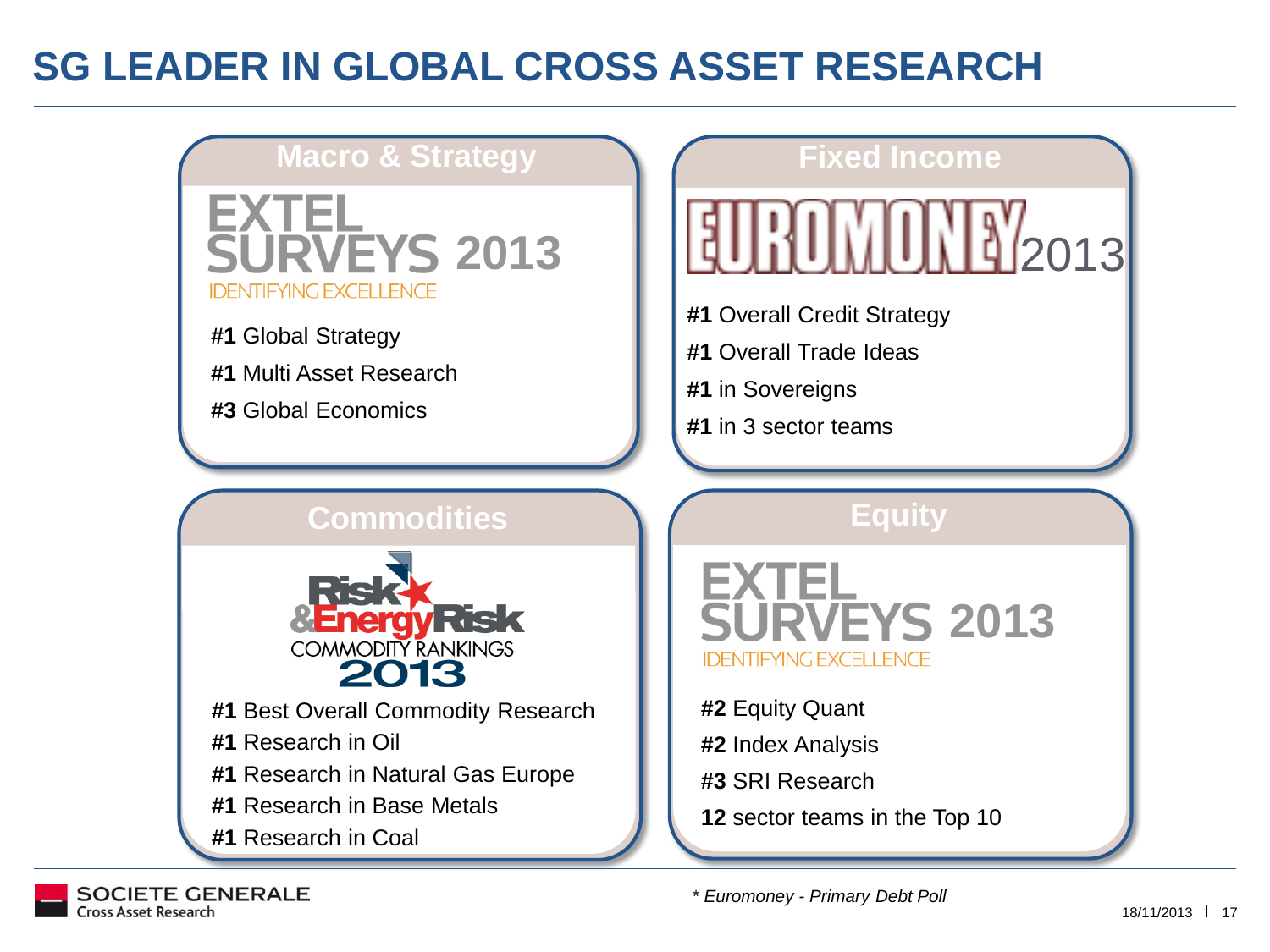# SG LEADER IN GLOBAL CROSS ASSET RESEARCH

## Macro & Strategy

EXTEL SURVEYS 2013
IDENTIFYING EXCELLENCE

**#1** Global Strategy
**#1** Multi Asset Research
**#3** Global Economics

## Fixed Income

EUROMONEY 2013

**#1** Overall Credit Strategy
**#1** Overall Trade Ideas
**#1** in Sovereigns
**#1** in 3 sector teams

## Commodities

Risk & Energy Risk
COMMODITY RANKINGS
2013

**#1** Best Overall Commodity Research
**#1** Research in Oil
**#1** Research in Natural Gas Europe
**#1** Research in Base Metals
**#1** Research in Coal

## Equity

EXTEL SURVEYS 2013
IDENTIFYING EXCELLENCE

**#2** Equity Quant
**#2** Index Analysis
**#3** SRI Research
**12** sector teams in the Top 10

*\* Euromoney - Primary Debt Poll*